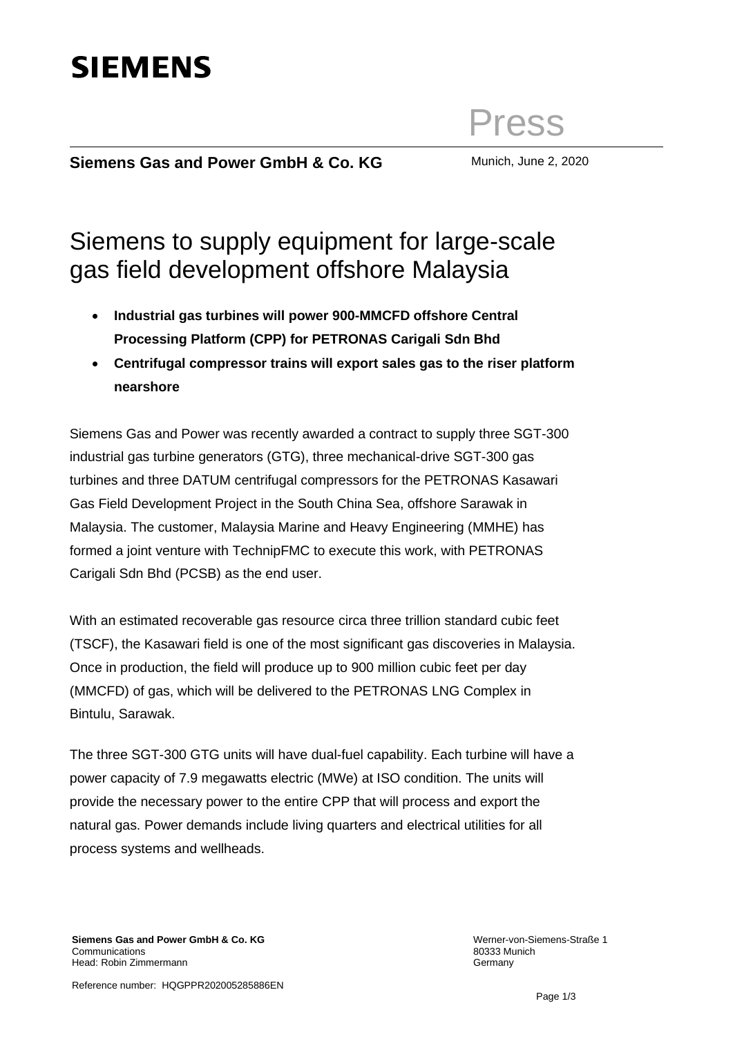SIEMENS

Press

**Siemens Gas and Power GmbH & Co. KG**

Munich, June 2, 2020

# Siemens to supply equipment for large-scale gas field development offshore Malaysia

- **Industrial gas turbines will power 900-MMCFD offshore Central Processing Platform (CPP) for PETRONAS Carigali Sdn Bhd**
- **Centrifugal compressor trains will export sales gas to the riser platform nearshore**

Siemens Gas and Power was recently awarded a contract to supply three SGT-300 industrial gas turbine generators (GTG), three mechanical-drive SGT-300 gas turbines and three DATUM centrifugal compressors for the PETRONAS Kasawari Gas Field Development Project in the South China Sea, offshore Sarawak in Malaysia. The customer, Malaysia Marine and Heavy Engineering (MMHE) has formed a joint venture with TechnipFMC to execute this work, with PETRONAS Carigali Sdn Bhd (PCSB) as the end user.

With an estimated recoverable gas resource circa three trillion standard cubic feet (TSCF), the Kasawari field is one of the most significant gas discoveries in Malaysia. Once in production, the field will produce up to 900 million cubic feet per day (MMCFD) of gas, which will be delivered to the PETRONAS LNG Complex in Bintulu, Sarawak.

The three SGT-300 GTG units will have dual-fuel capability. Each turbine will have a power capacity of 7.9 megawatts electric (MWe) at ISO condition. The units will provide the necessary power to the entire CPP that will process and export the natural gas. Power demands include living quarters and electrical utilities for all process systems and wellheads.

**Siemens Gas and Power GmbH & Co. KG**
Communications
Head: Robin Zimmermann

Werner-von-Siemens-Straße 1
80333 Munich
Germany

Reference number: HQGPPR202005285886EN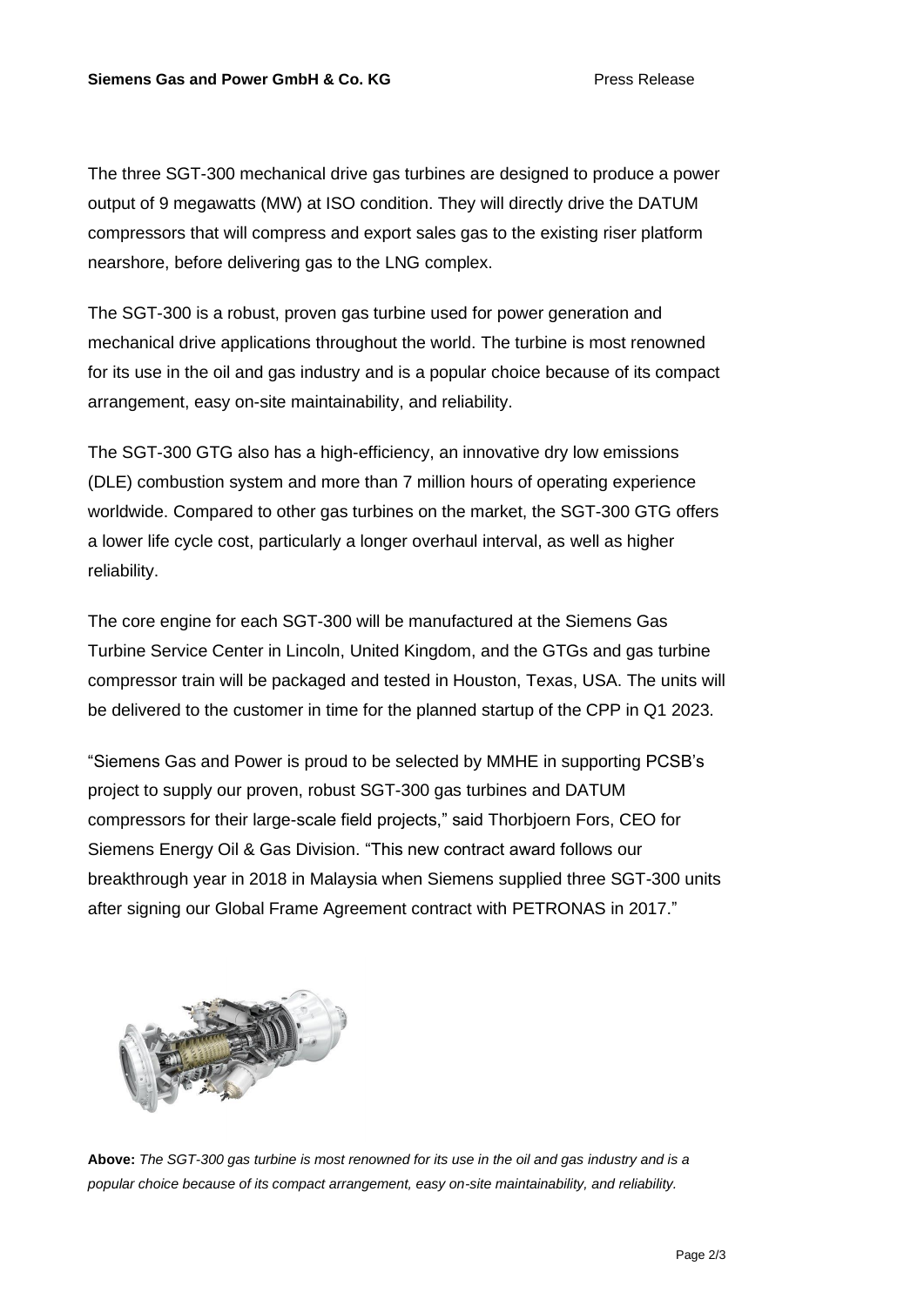The three SGT-300 mechanical drive gas turbines are designed to produce a power output of 9 megawatts (MW) at ISO condition. They will directly drive the DATUM compressors that will compress and export sales gas to the existing riser platform nearshore, before delivering gas to the LNG complex.

The SGT-300 is a robust, proven gas turbine used for power generation and mechanical drive applications throughout the world. The turbine is most renowned for its use in the oil and gas industry and is a popular choice because of its compact arrangement, easy on-site maintainability, and reliability.

The SGT-300 GTG also has a high-efficiency, an innovative dry low emissions (DLE) combustion system and more than 7 million hours of operating experience worldwide. Compared to other gas turbines on the market, the SGT-300 GTG offers a lower life cycle cost, particularly a longer overhaul interval, as well as higher reliability.

The core engine for each SGT-300 will be manufactured at the Siemens Gas Turbine Service Center in Lincoln, United Kingdom, and the GTGs and gas turbine compressor train will be packaged and tested in Houston, Texas, USA. The units will be delivered to the customer in time for the planned startup of the CPP in Q1 2023.

“Siemens Gas and Power is proud to be selected by MMHE in supporting PCSB’s project to supply our proven, robust SGT-300 gas turbines and DATUM compressors for their large-scale field projects,” said Thorbjoern Fors, CEO for Siemens Energy Oil & Gas Division. “This new contract award follows our breakthrough year in 2018 in Malaysia when Siemens supplied three SGT-300 units after signing our Global Frame Agreement contract with PETRONAS in 2017.”

**Above:** *The SGT-300 gas turbine is most renowned for its use in the oil and gas industry and is a popular choice because of its compact arrangement, easy on-site maintainability, and reliability.*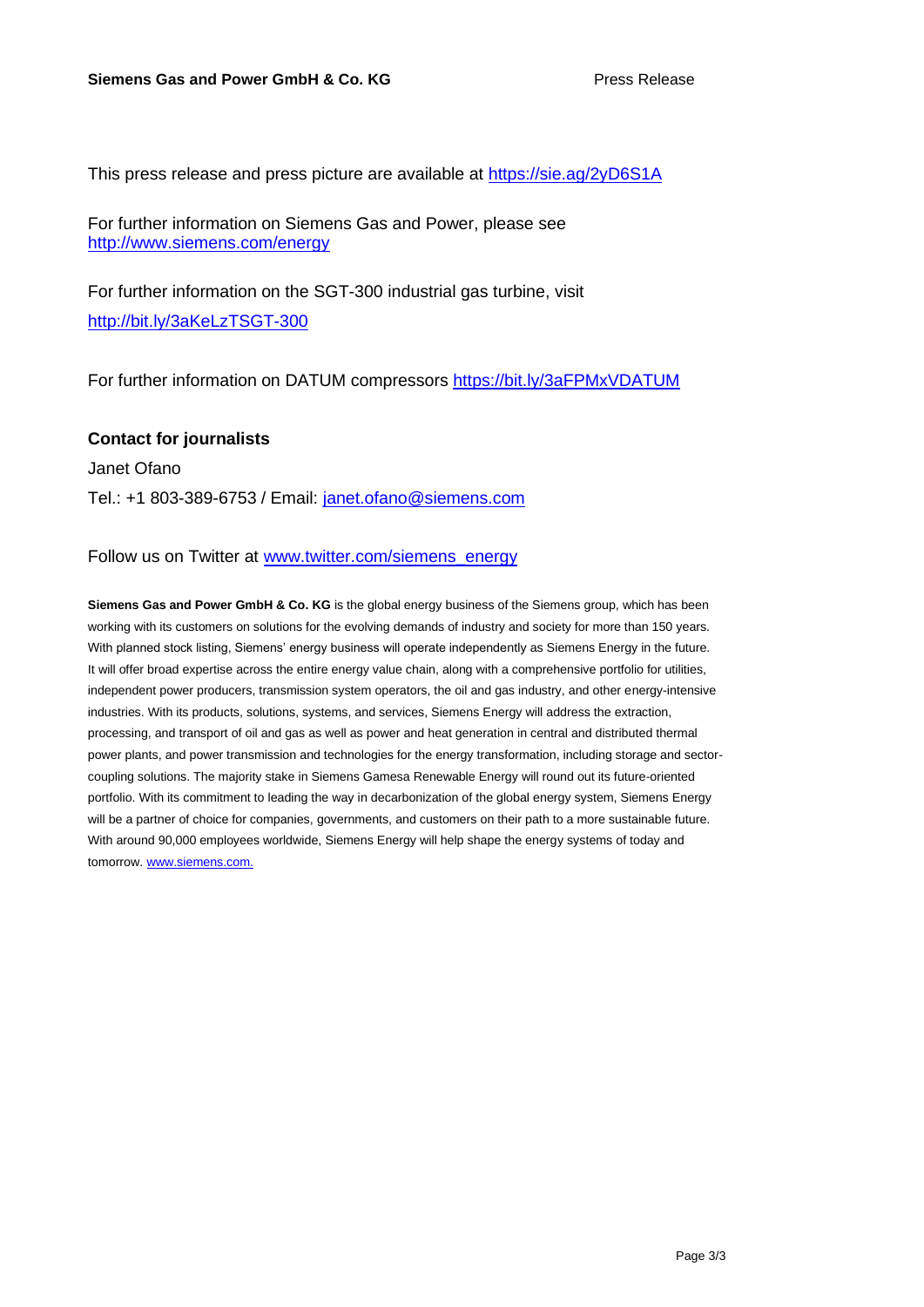This press release and press picture are available at https://sie.ag/2yD6S1A

For further information on Siemens Gas and Power, please see http://www.siemens.com/energy

For further information on the SGT-300 industrial gas turbine, visit http://bit.ly/3aKeLzTSGT-300

For further information on DATUM compressors https://bit.ly/3aFPMxVDATUM

**Contact for journalists**

Janet Ofano

Tel.: +1 803-389-6753 / Email: janet.ofano@siemens.com

Follow us on Twitter at www.twitter.com/siemens_energy

**Siemens Gas and Power GmbH & Co. KG** is the global energy business of the Siemens group, which has been working with its customers on solutions for the evolving demands of industry and society for more than 150 years. With planned stock listing, Siemens' energy business will operate independently as Siemens Energy in the future. It will offer broad expertise across the entire energy value chain, along with a comprehensive portfolio for utilities, independent power producers, transmission system operators, the oil and gas industry, and other energy-intensive industries. With its products, solutions, systems, and services, Siemens Energy will address the extraction, processing, and transport of oil and gas as well as power and heat generation in central and distributed thermal power plants, and power transmission and technologies for the energy transformation, including storage and sector-coupling solutions. The majority stake in Siemens Gamesa Renewable Energy will round out its future-oriented portfolio. With its commitment to leading the way in decarbonization of the global energy system, Siemens Energy will be a partner of choice for companies, governments, and customers on their path to a more sustainable future. With around 90,000 employees worldwide, Siemens Energy will help shape the energy systems of today and tomorrow. www.siemens.com.